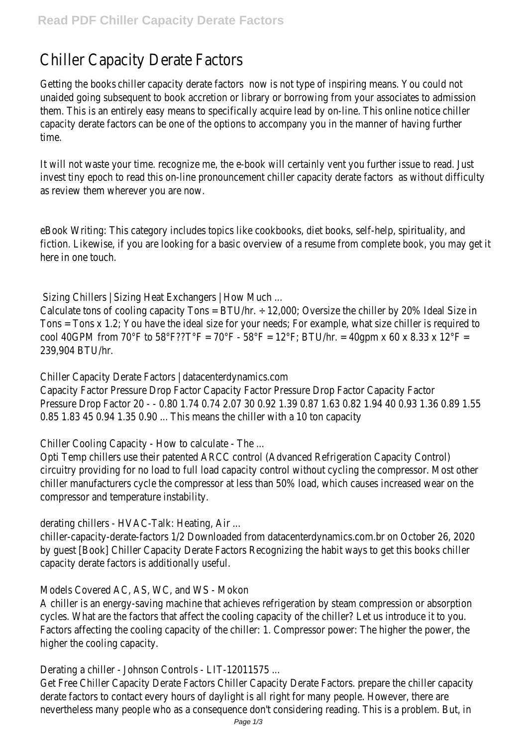# Chiller Capacity Derate Factors

Getting the books chiller capacity derate factors now is not type of inspiring means. You could not unaided going subsequent to book accretion or library or borrowing from your associates to admission them. This is an entirely easy means to specifically acquire lead by on-line. This online notice chiller capacity derate factors can be one of the options to accompany you in the manner of having further time.

It will not waste your time. recognize me, the e-book will certainly vent you further issue to read. Just invest tiny epoch to read this on-line pronouncement chiller capacity derate factors as without difficulty as review them wherever you are now.

eBook Writing: This category includes topics like cookbooks, diet books, self-help, spirituality, and fiction. Likewise, if you are looking for a basic overview of a resume from complete book, you may get it here in one touch.

## Sizing Chillers | Sizing Heat Exchangers | How Much ...

Calculate tons of cooling capacity Tons = BTU/hr. ÷ 12,000; Oversize the chiller by 20% Ideal Size in Tons = Tons x 1.2; You have the ideal size for your needs; For example, what size chiller is required to cool 40GPM from 70°F to 58°F??T°F = 70°F - 58°F = 12°F; BTU/hr. = 40gpm x 60 x 8.33 x 12°F = 239,904 BTU/hr.

## Chiller Capacity Derate Factors | datacenterdynamics.com

Capacity Factor Pressure Drop Factor Capacity Factor Pressure Drop Factor Capacity Factor Pressure Drop Factor 20 - - 0.80 1.74 0.74 2.07 30 0.92 1.39 0.87 1.63 0.82 1.94 40 0.93 1.36 0.89 1.55 0.85 1.83 45 0.94 1.35 0.90 ... This means the chiller with a 10 ton capacity

## Chiller Cooling Capacity - How to calculate - The ...

Opti Temp chillers use their patented ARCC control (Advanced Refrigeration Capacity Control) circuitry providing for no load to full load capacity control without cycling the compressor. Most other chiller manufacturers cycle the compressor at less than 50% load, which causes increased wear on the compressor and temperature instability.

## derating chillers - HVAC-Talk: Heating, Air ...

chiller-capacity-derate-factors 1/2 Downloaded from datacenterdynamics.com.br on October 26, 2020 by guest [Book] Chiller Capacity Derate Factors Recognizing the habit ways to get this books chiller capacity derate factors is additionally useful.

## Models Covered AC, AS, WC, and WS - Mokon

A chiller is an energy-saving machine that achieves refrigeration by steam compression or absorption cycles. What are the factors that affect the cooling capacity of the chiller? Let us introduce it to you. Factors affecting the cooling capacity of the chiller: 1. Compressor power: The higher the power, the higher the cooling capacity.

## Derating a chiller - Johnson Controls - LIT-12011575 ...

Get Free Chiller Capacity Derate Factors Chiller Capacity Derate Factors. prepare the chiller capacity derate factors to contact every hours of daylight is all right for many people. However, there are nevertheless many people who as a consequence don't considering reading. This is a problem. But, in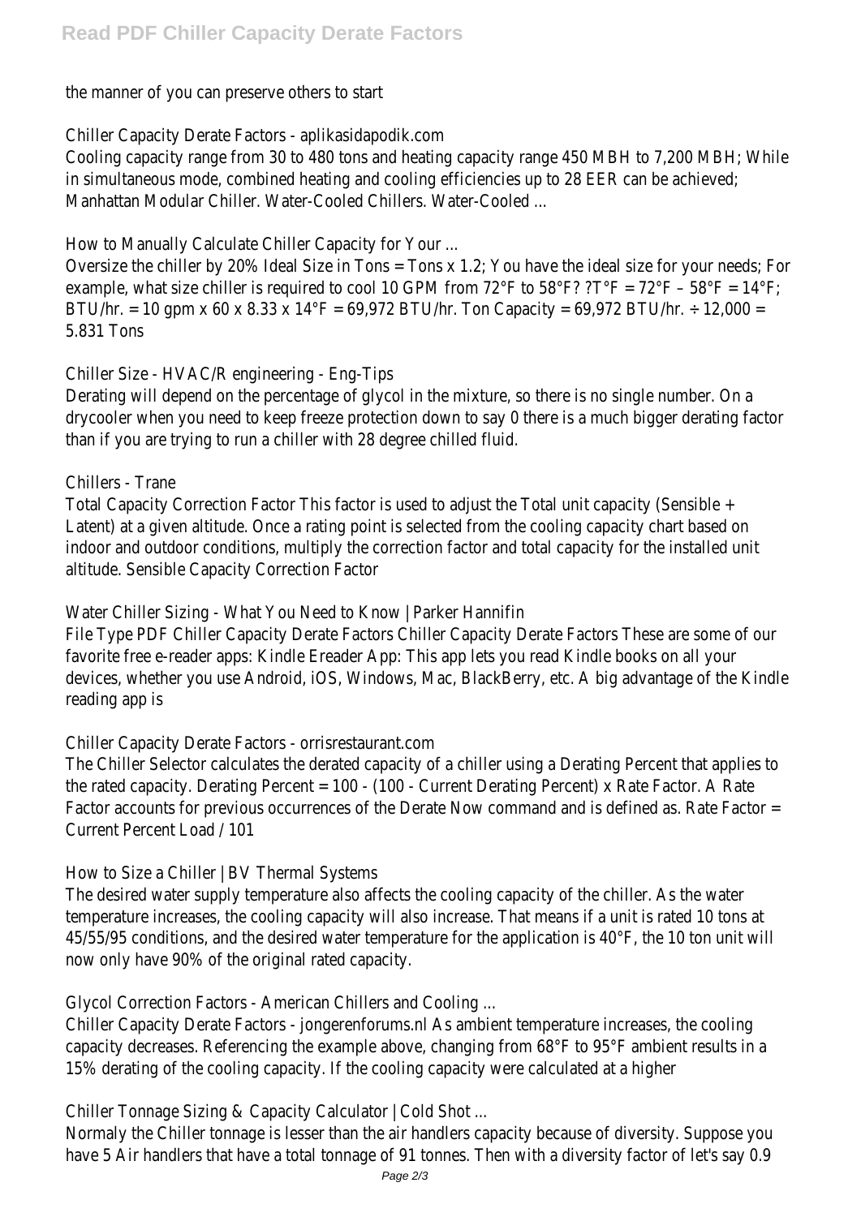the manner of you can preserve others to start

Chiller Capacity Derate Factors - aplikasidapodik.com

Cooling capacity range from 30 to 480 tons and heating capacity range 450 MBH to 7,200 MBH; While in simultaneous mode, combined heating and cooling efficiencies up to 28 EER can be achieved; Manhattan Modular Chiller. Water-Cooled Chillers. Water-Cooled ...

How to Manually Calculate Chiller Capacity for Your ...

Oversize the chiller by 20% Ideal Size in Tons = Tons x 1.2; You have the ideal size for your needs; For example, what size chiller is required to cool 10 GPM from 72°F to 58°F? ?T°F = 72°F – 58°F = 14°F; BTU/hr. = 10 gpm x 60 x 8.33 x 14°F = 69,972 BTU/hr. Ton Capacity = 69,972 BTU/hr. ÷ 12,000 = 5.831 Tons

Chiller Size - HVAC/R engineering - Eng-Tips

Derating will depend on the percentage of glycol in the mixture, so there is no single number. On a drycooler when you need to keep freeze protection down to say 0 there is a much bigger derating factor than if you are trying to run a chiller with 28 degree chilled fluid.

Chillers - Trane

Total Capacity Correction Factor This factor is used to adjust the Total unit capacity (Sensible + Latent) at a given altitude. Once a rating point is selected from the cooling capacity chart based on indoor and outdoor conditions, multiply the correction factor and total capacity for the installed unit altitude. Sensible Capacity Correction Factor

Water Chiller Sizing - What You Need to Know | Parker Hannifin

File Type PDF Chiller Capacity Derate Factors Chiller Capacity Derate Factors These are some of our favorite free e-reader apps: Kindle Ereader App: This app lets you read Kindle books on all your devices, whether you use Android, iOS, Windows, Mac, BlackBerry, etc. A big advantage of the Kindle reading app is

Chiller Capacity Derate Factors - orrisrestaurant.com

The Chiller Selector calculates the derated capacity of a chiller using a Derating Percent that applies to the rated capacity. Derating Percent = 100 - (100 - Current Derating Percent) x Rate Factor. A Rate Factor accounts for previous occurrences of the Derate Now command and is defined as. Rate Factor = Current Percent Load / 101

How to Size a Chiller | BV Thermal Systems

The desired water supply temperature also affects the cooling capacity of the chiller. As the water temperature increases, the cooling capacity will also increase. That means if a unit is rated 10 tons at 45/55/95 conditions, and the desired water temperature for the application is 40°F, the 10 ton unit will now only have 90% of the original rated capacity.

Glycol Correction Factors - American Chillers and Cooling ...

Chiller Capacity Derate Factors - jongerenforums.nl As ambient temperature increases, the cooling capacity decreases. Referencing the example above, changing from 68°F to 95°F ambient results in a 15% derating of the cooling capacity. If the cooling capacity were calculated at a higher

Chiller Tonnage Sizing & Capacity Calculator | Cold Shot ...

Normaly the Chiller tonnage is lesser than the air handlers capacity because of diversity. Suppose you have 5 Air handlers that have a total tonnage of 91 tonnes. Then with a diversity factor of let's say 0.9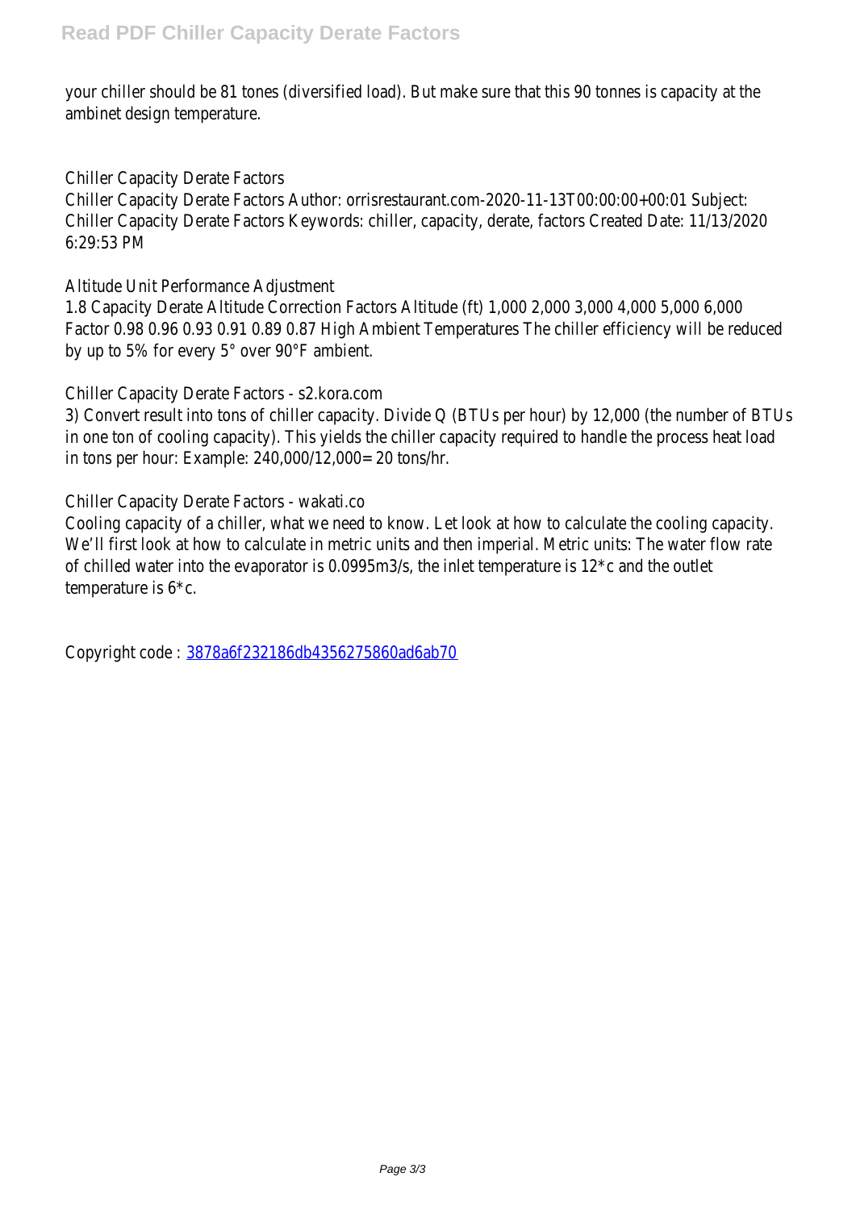your chiller should be 81 tones (diversified load). But make sure that this 90 tonnes is capacity at the ambinet design temperature.

Chiller Capacity Derate Factors

Chiller Capacity Derate Factors Author: orrisrestaurant.com-2020-11-13T00:00:00+00:01 Subject: Chiller Capacity Derate Factors Keywords: chiller, capacity, derate, factors Created Date: 11/13/2020 6:29:53 PM

Altitude Unit Performance Adjustment

1.8 Capacity Derate Altitude Correction Factors Altitude (ft) 1,000 2,000 3,000 4,000 5,000 6,000 Factor 0.98 0.96 0.93 0.91 0.89 0.87 High Ambient Temperatures The chiller efficiency will be reduced by up to 5% for every 5° over 90°F ambient.

Chiller Capacity Derate Factors - s2.kora.com

3) Convert result into tons of chiller capacity. Divide Q (BTUs per hour) by 12,000 (the number of BTUs in one ton of cooling capacity). This yields the chiller capacity required to handle the process heat load in tons per hour: Example: 240,000/12,000= 20 tons/hr.

Chiller Capacity Derate Factors - wakati.co

Cooling capacity of a chiller, what we need to know. Let look at how to calculate the cooling capacity. We'll first look at how to calculate in metric units and then imperial. Metric units: The water flow rate of chilled water into the evaporator is 0.0995m3/s, the inlet temperature is 12*c and the outlet temperature is 6*c.

Copyright code : 3878a6f232186db4356275860ad6ab70